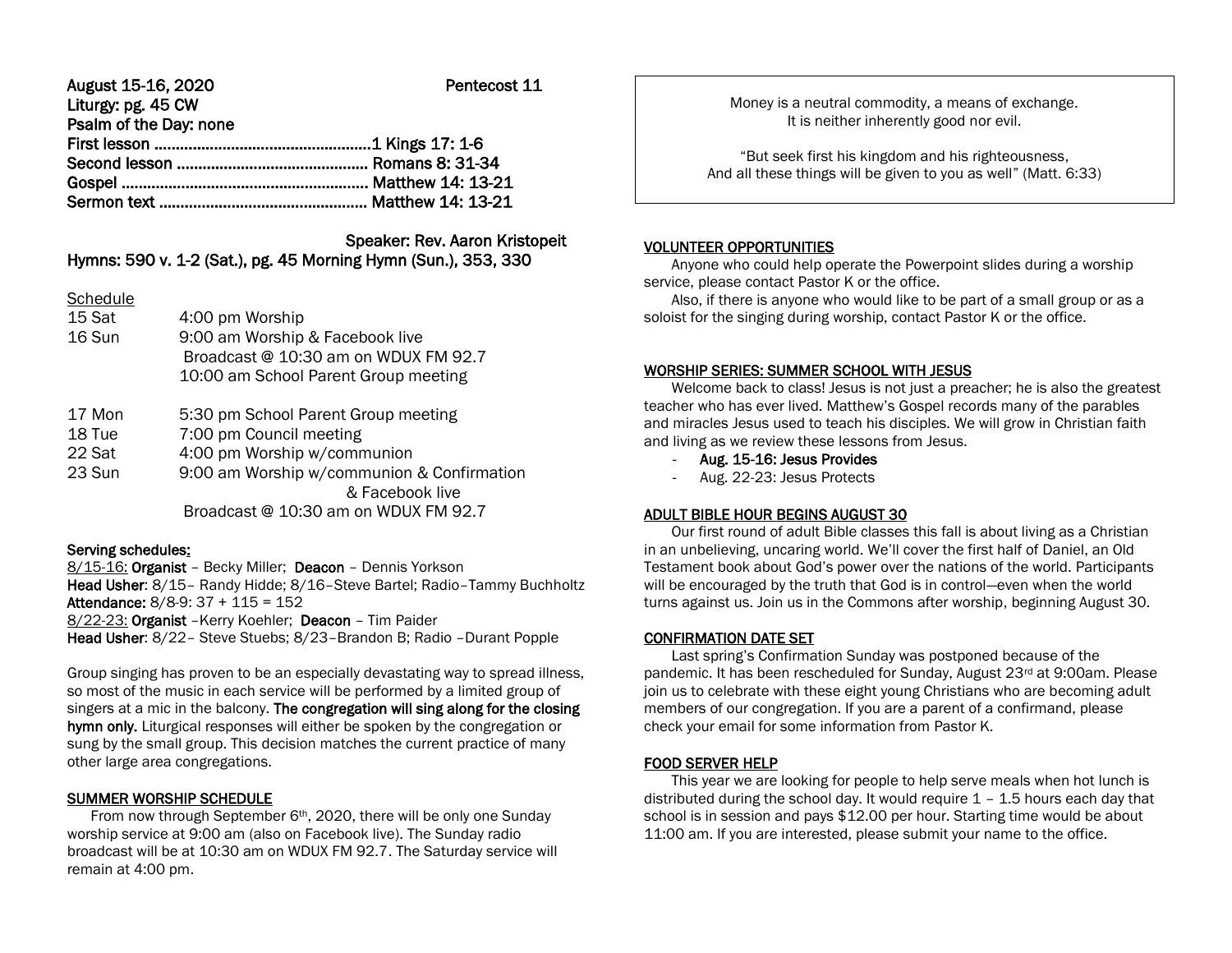**August 15-16, 2020** **Pentecost 11**

**Liturgy: pg. 45 CW**

**Psalm of the Day: none**

**First lesson ..................................................1 Kings 17: 1-6**

**Second lesson ............................................ Romans 8: 31-34**

**Gospel ......................................................... Matthew 14: 13-21**

**Sermon text ................................................ Matthew 14: 13-21**

**Speaker: Rev. Aaron Kristopeit**

**Hymns: 590 v. 1-2 (Sat.), pg. 45 Morning Hymn (Sun.), 353, 330**

## Schedule

| | |
|---|---|
| 15 Sat | 4:00 pm Worship |
| 16 Sun | 9:00 am Worship & Facebook live |
| | Broadcast @ 10:30 am on WDUX FM 92.7 |
| | 10:00 am School Parent Group meeting |
| 17 Mon | 5:30 pm School Parent Group meeting |
| 18 Tue | 7:00 pm Council meeting |
| 22 Sat | 4:00 pm Worship w/communion |
| 23 Sun | 9:00 am Worship w/communion & Confirmation & Facebook live |
| | Broadcast @ 10:30 am on WDUX FM 92.7 |

**Serving schedules:**

8/15-16: **Organist** – Becky Miller; **Deacon** – Dennis Yorkson
**Head Usher**: 8/15– Randy Hidde; 8/16–Steve Bartel; Radio–Tammy Buchholtz
**Attendance:** 8/8-9: 37 + 115 = 152
8/22-23: **Organist** –Kerry Koehler; **Deacon** – Tim Paider
**Head Usher**: 8/22– Steve Stuebs; 8/23–Brandon B; Radio –Durant Popple

Group singing has proven to be an especially devastating way to spread illness, so most of the music in each service will be performed by a limited group of singers at a mic in the balcony. **The congregation will sing along for the closing hymn only.** Liturgical responses will either be spoken by the congregation or sung by the small group. This decision matches the current practice of many other large area congregations.

## SUMMER WORSHIP SCHEDULE

From now through September 6th, 2020, there will be only one Sunday worship service at 9:00 am (also on Facebook live). The Sunday radio broadcast will be at 10:30 am on WDUX FM 92.7. The Saturday service will remain at 4:00 pm.

---

Money is a neutral commodity, a means of exchange.
It is neither inherently good nor evil.

"But seek first his kingdom and his righteousness,
And all these things will be given to you as well" (Matt. 6:33)

---

## VOLUNTEER OPPORTUNITIES

Anyone who could help operate the Powerpoint slides during a worship service, please contact Pastor K or the office.

Also, if there is anyone who would like to be part of a small group or as a soloist for the singing during worship, contact Pastor K or the office.

## WORSHIP SERIES: SUMMER SCHOOL WITH JESUS

Welcome back to class! Jesus is not just a preacher; he is also the greatest teacher who has ever lived. Matthew's Gospel records many of the parables and miracles Jesus used to teach his disciples. We will grow in Christian faith and living as we review these lessons from Jesus.

- **Aug. 15-16: Jesus Provides**
- Aug. 22-23: Jesus Protects

## ADULT BIBLE HOUR BEGINS AUGUST 30

Our first round of adult Bible classes this fall is about living as a Christian in an unbelieving, uncaring world. We'll cover the first half of Daniel, an Old Testament book about God's power over the nations of the world. Participants will be encouraged by the truth that God is in control—even when the world turns against us. Join us in the Commons after worship, beginning August 30.

## CONFIRMATION DATE SET

Last spring's Confirmation Sunday was postponed because of the pandemic. It has been rescheduled for Sunday, August 23rd at 9:00am. Please join us to celebrate with these eight young Christians who are becoming adult members of our congregation. If you are a parent of a confirmand, please check your email for some information from Pastor K.

## FOOD SERVER HELP

This year we are looking for people to help serve meals when hot lunch is distributed during the school day. It would require 1 – 1.5 hours each day that school is in session and pays $12.00 per hour. Starting time would be about 11:00 am. If you are interested, please submit your name to the office.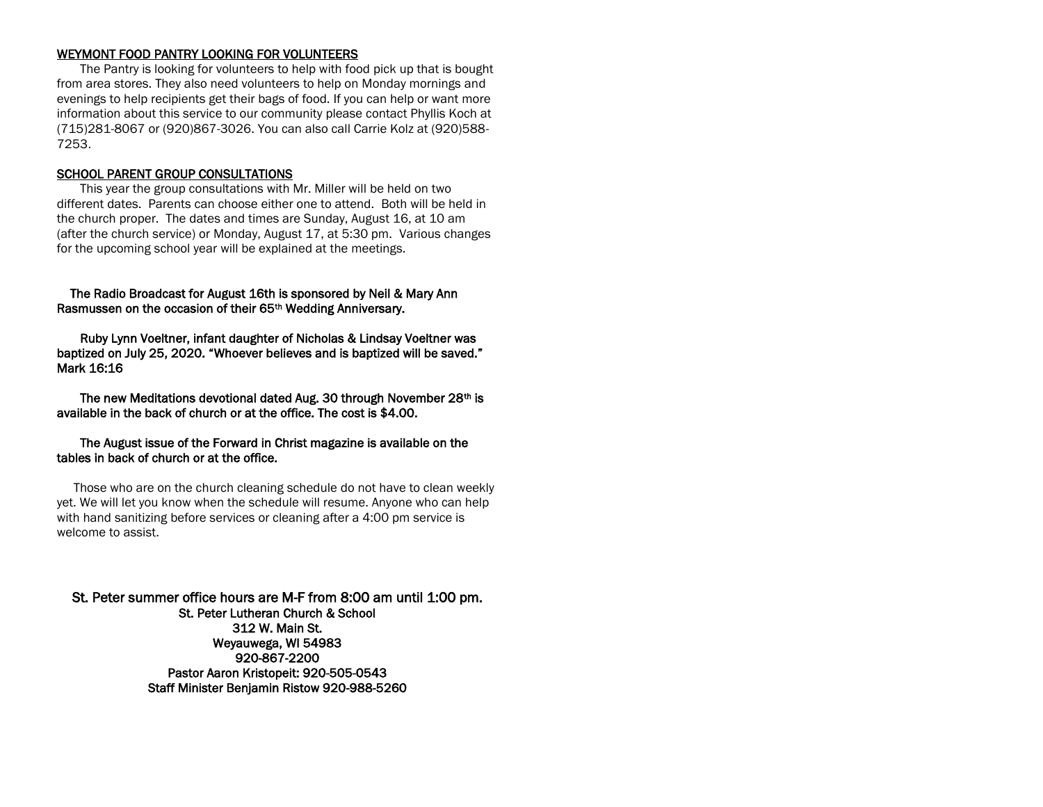**WEYMONT FOOD PANTRY LOOKING FOR VOLUNTEERS**

The Pantry is looking for volunteers to help with food pick up that is bought from area stores. They also need volunteers to help on Monday mornings and evenings to help recipients get their bags of food. If you can help or want more information about this service to our community please contact Phyllis Koch at (715)281-8067 or (920)867-3026. You can also call Carrie Kolz at (920)588-7253.

**SCHOOL PARENT GROUP CONSULTATIONS**

This year the group consultations with Mr. Miller will be held on two different dates. Parents can choose either one to attend. Both will be held in the church proper. The dates and times are Sunday, August 16, at 10 am (after the church service) or Monday, August 17, at 5:30 pm. Various changes for the upcoming school year will be explained at the meetings.

The Radio Broadcast for August 16th is sponsored by Neil & Mary Ann Rasmussen on the occasion of their 65th Wedding Anniversary.

Ruby Lynn Voeltner, infant daughter of Nicholas & Lindsay Voeltner was baptized on July 25, 2020. “Whoever believes and is baptized will be saved.” Mark 16:16

The new Meditations devotional dated Aug. 30 through November 28th is available in the back of church or at the office. The cost is $4.00.

The August issue of the Forward in Christ magazine is available on the tables in back of church or at the office.

Those who are on the church cleaning schedule do not have to clean weekly yet. We will let you know when the schedule will resume. Anyone who can help with hand sanitizing before services or cleaning after a 4:00 pm service is welcome to assist.

St. Peter summer office hours are M-F from 8:00 am until 1:00 pm.

St. Peter Lutheran Church & School
312 W. Main St.
Weyauwega, WI 54983
920-867-2200
Pastor Aaron Kristopeit: 920-505-0543
Staff Minister Benjamin Ristow 920-988-5260